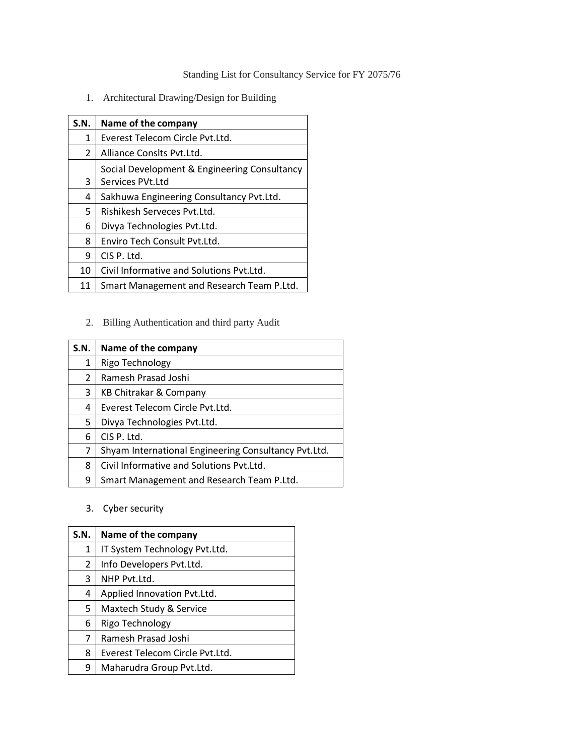Standing List for Consultancy Service for FY 2075/76

1. Architectural Drawing/Design for Building

| S.N. | Name of the company |
|---|---|
| 1 | Everest Telecom Circle Pvt.Ltd. |
| 2 | Alliance Conslts Pvt.Ltd. |
| 3 | Social Development & Engineering Consultancy Services PVt.Ltd |
| 4 | Sakhuwa Engineering Consultancy Pvt.Ltd. |
| 5 | Rishikesh Serveces Pvt.Ltd. |
| 6 | Divya Technologies Pvt.Ltd. |
| 8 | Enviro Tech Consult Pvt.Ltd. |
| 9 | CIS P. Ltd. |
| 10 | Civil Informative and Solutions Pvt.Ltd. |
| 11 | Smart Management and Research Team P.Ltd. |

2. Billing Authentication and third party Audit

| S.N. | Name of the company |
|---|---|
| 1 | Rigo Technology |
| 2 | Ramesh Prasad Joshi |
| 3 | KB Chitrakar & Company |
| 4 | Everest Telecom Circle Pvt.Ltd. |
| 5 | Divya Technologies Pvt.Ltd. |
| 6 | CIS P. Ltd. |
| 7 | Shyam International Engineering Consultancy Pvt.Ltd. |
| 8 | Civil Informative and Solutions Pvt.Ltd. |
| 9 | Smart Management and Research Team P.Ltd. |

3. Cyber security

| S.N. | Name of the company |
|---|---|
| 1 | IT System Technology Pvt.Ltd. |
| 2 | Info Developers Pvt.Ltd. |
| 3 | NHP Pvt.Ltd. |
| 4 | Applied Innovation Pvt.Ltd. |
| 5 | Maxtech Study & Service |
| 6 | Rigo Technology |
| 7 | Ramesh Prasad Joshi |
| 8 | Everest Telecom Circle Pvt.Ltd. |
| 9 | Maharudra Group Pvt.Ltd. |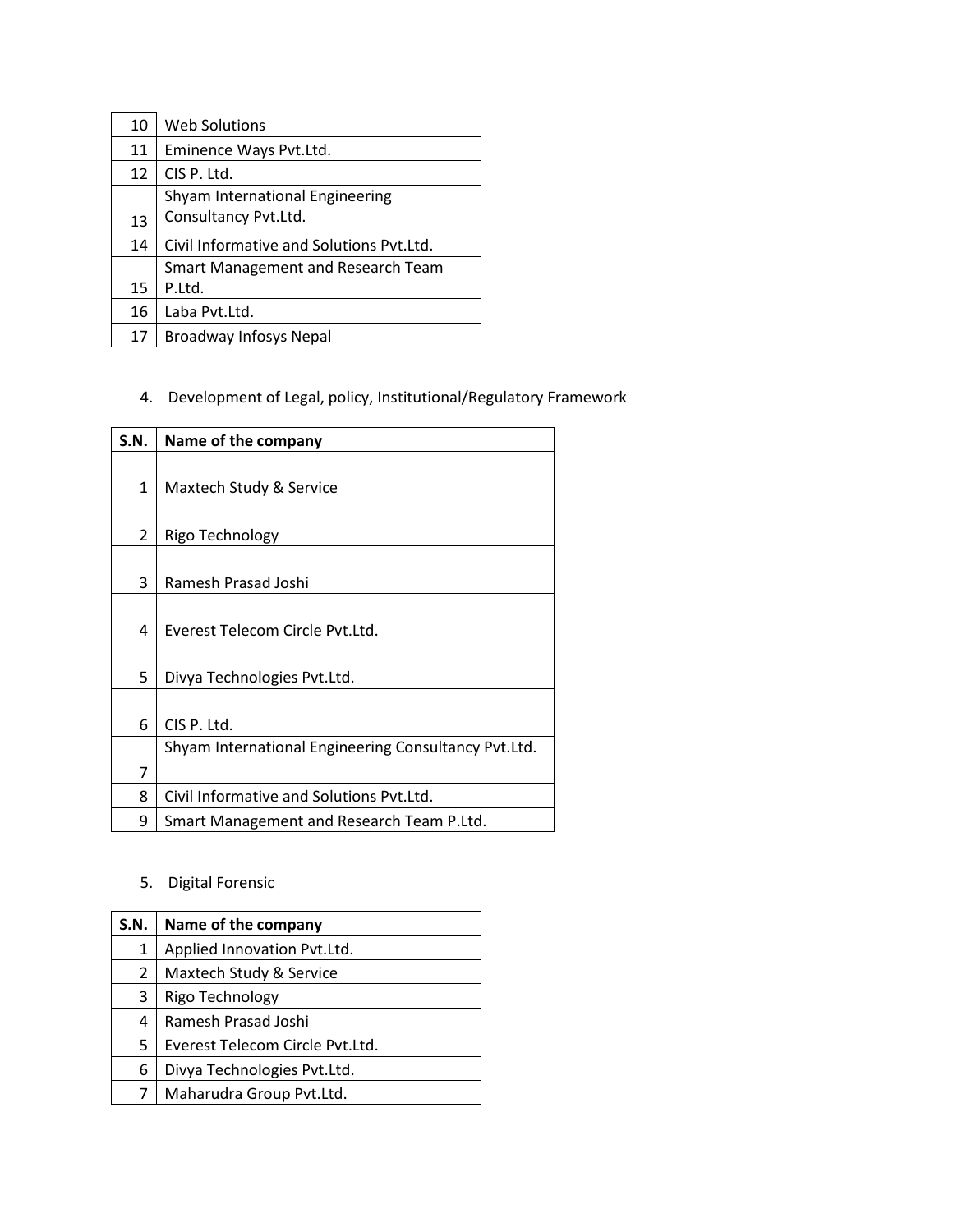| | |
|---|---|
| 10 | Web Solutions |
| 11 | Eminence Ways Pvt.Ltd. |
| 12 | CIS P. Ltd. |
| 13 | Shyam International Engineering Consultancy Pvt.Ltd. |
| 14 | Civil Informative and Solutions Pvt.Ltd. |
| 15 | Smart Management and Research Team P.Ltd. |
| 16 | Laba Pvt.Ltd. |
| 17 | Broadway Infosys Nepal |

4. Development of Legal, policy, Institutional/Regulatory Framework

| S.N. | Name of the company |
|---|---|
| 1 | Maxtech Study & Service |
| 2 | Rigo Technology |
| 3 | Ramesh Prasad Joshi |
| 4 | Everest Telecom Circle Pvt.Ltd. |
| 5 | Divya Technologies Pvt.Ltd. |
| 6 | CIS P. Ltd. |
| 7 | Shyam International Engineering Consultancy Pvt.Ltd. |
| 8 | Civil Informative and Solutions Pvt.Ltd. |
| 9 | Smart Management and Research Team P.Ltd. |

5. Digital Forensic

| S.N. | Name of the company |
|---|---|
| 1 | Applied Innovation Pvt.Ltd. |
| 2 | Maxtech Study & Service |
| 3 | Rigo Technology |
| 4 | Ramesh Prasad Joshi |
| 5 | Everest Telecom Circle Pvt.Ltd. |
| 6 | Divya Technologies Pvt.Ltd. |
| 7 | Maharudra Group Pvt.Ltd. |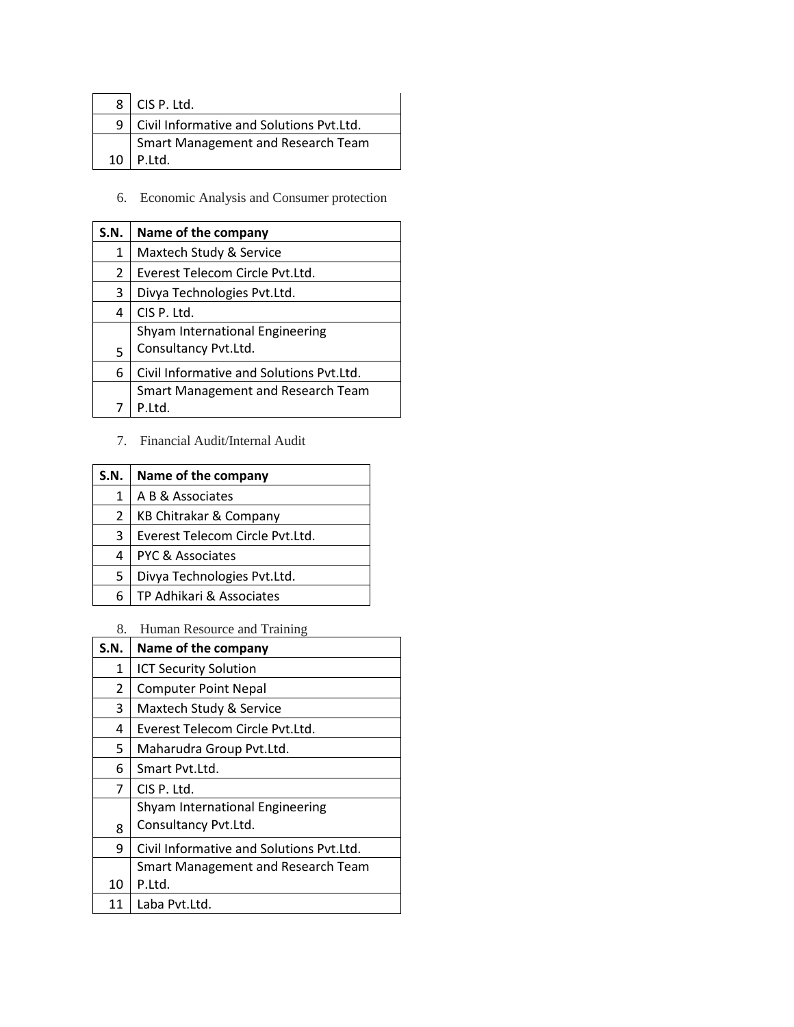| S.N. | Name of the company |
|---|---|
| 8 | CIS P. Ltd. |
| 9 | Civil Informative and Solutions Pvt.Ltd. |
| 10 | Smart Management and Research Team P.Ltd. |

6. Economic Analysis and Consumer protection

| S.N. | Name of the company |
|---|---|
| 1 | Maxtech Study & Service |
| 2 | Everest Telecom Circle Pvt.Ltd. |
| 3 | Divya Technologies Pvt.Ltd. |
| 4 | CIS P. Ltd. |
| 5 | Shyam International Engineering Consultancy Pvt.Ltd. |
| 6 | Civil Informative and Solutions Pvt.Ltd. |
| 7 | Smart Management and Research Team P.Ltd. |

7. Financial Audit/Internal Audit

| S.N. | Name of the company |
|---|---|
| 1 | A B & Associates |
| 2 | KB Chitrakar & Company |
| 3 | Everest Telecom Circle Pvt.Ltd. |
| 4 | PYC & Associates |
| 5 | Divya Technologies Pvt.Ltd. |
| 6 | TP Adhikari & Associates |

8. Human Resource and Training

| S.N. | Name of the company |
|---|---|
| 1 | ICT Security Solution |
| 2 | Computer Point Nepal |
| 3 | Maxtech Study & Service |
| 4 | Everest Telecom Circle Pvt.Ltd. |
| 5 | Maharudra Group Pvt.Ltd. |
| 6 | Smart Pvt.Ltd. |
| 7 | CIS P. Ltd. |
| 8 | Shyam International Engineering Consultancy Pvt.Ltd. |
| 9 | Civil Informative and Solutions Pvt.Ltd. |
| 10 | Smart Management and Research Team P.Ltd. |
| 11 | Laba Pvt.Ltd. |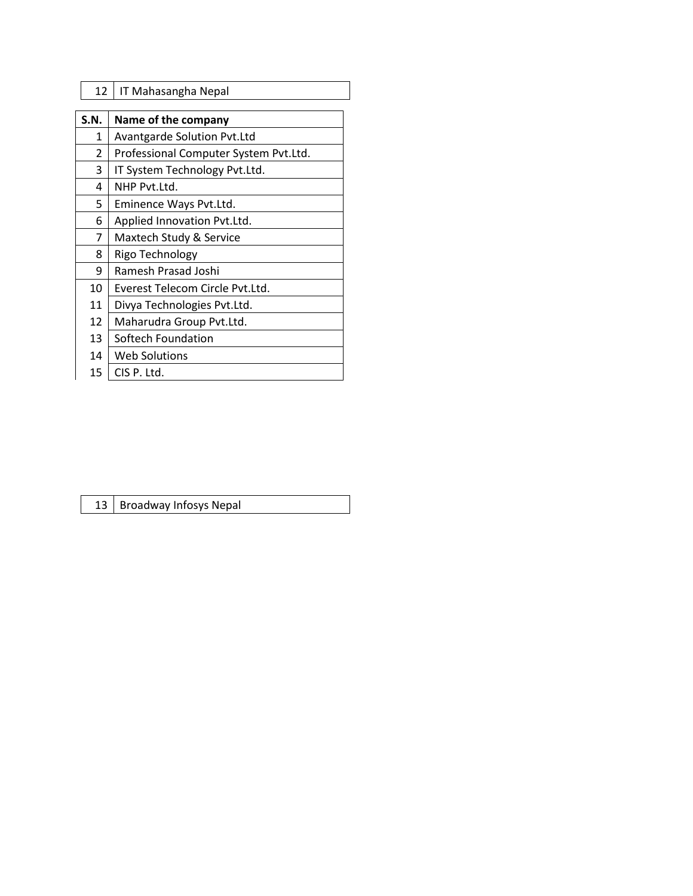| 12 | IT Mahasangha Nepal |
|---|---|

| S.N. | Name of the company |
|---|---|
| 1 | Avantgarde Solution Pvt.Ltd |
| 2 | Professional Computer System Pvt.Ltd. |
| 3 | IT System Technology Pvt.Ltd. |
| 4 | NHP Pvt.Ltd. |
| 5 | Eminence Ways Pvt.Ltd. |
| 6 | Applied Innovation Pvt.Ltd. |
| 7 | Maxtech Study & Service |
| 8 | Rigo Technology |
| 9 | Ramesh Prasad Joshi |
| 10 | Everest Telecom Circle Pvt.Ltd. |
| 11 | Divya Technologies Pvt.Ltd. |
| 12 | Maharudra Group Pvt.Ltd. |
| 13 | Softech Foundation |
| 14 | Web Solutions |
| 15 | CIS P. Ltd. |

| 13 | Broadway Infosys Nepal |
|---|---|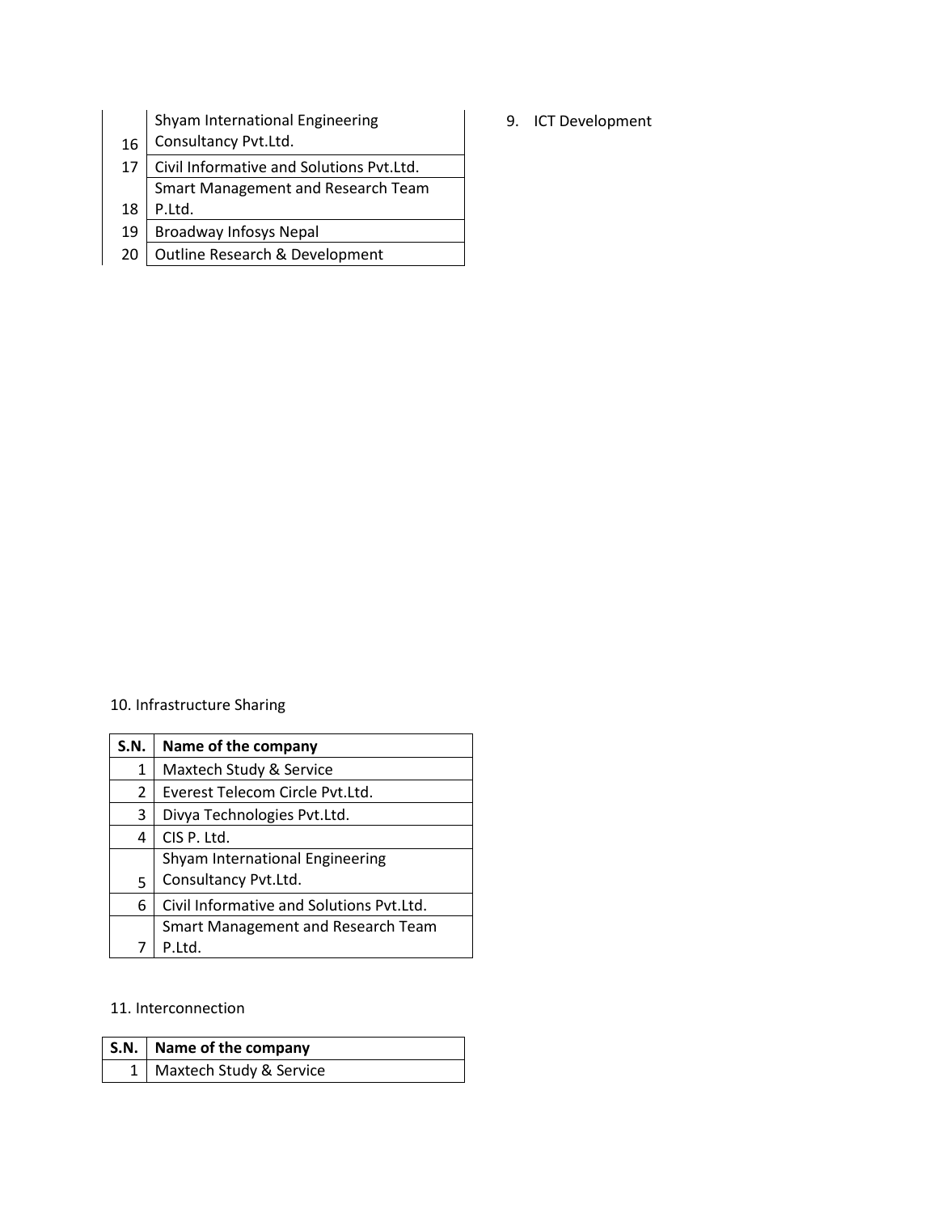| | |
|---|---|
| 16 | Shyam International Engineering Consultancy Pvt.Ltd. |
| 17 | Civil Informative and Solutions Pvt.Ltd. |
| 18 | Smart Management and Research Team P.Ltd. |
| 19 | Broadway Infosys Nepal |
| 20 | Outline Research & Development |

9. ICT Development

10. Infrastructure Sharing

| S.N. | Name of the company |
|---|---|
| 1 | Maxtech Study & Service |
| 2 | Everest Telecom Circle Pvt.Ltd. |
| 3 | Divya Technologies Pvt.Ltd. |
| 4 | CIS P. Ltd. |
| 5 | Shyam International Engineering Consultancy Pvt.Ltd. |
| 6 | Civil Informative and Solutions Pvt.Ltd. |
| 7 | Smart Management and Research Team P.Ltd. |

11. Interconnection

| S.N. | Name of the company |
|---|---|
| 1 | Maxtech Study & Service |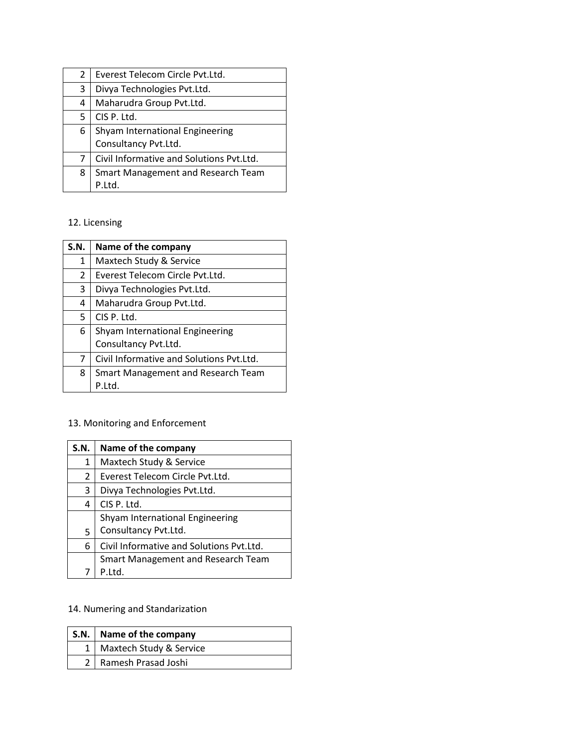| | |
|---|---|
| 2 | Everest Telecom Circle Pvt.Ltd. |
| 3 | Divya Technologies Pvt.Ltd. |
| 4 | Maharudra Group Pvt.Ltd. |
| 5 | CIS P. Ltd. |
| 6 | Shyam International Engineering Consultancy Pvt.Ltd. |
| 7 | Civil Informative and Solutions Pvt.Ltd. |
| 8 | Smart Management and Research Team P.Ltd. |

12. Licensing

| S.N. | Name of the company |
|---|---|
| 1 | Maxtech Study & Service |
| 2 | Everest Telecom Circle Pvt.Ltd. |
| 3 | Divya Technologies Pvt.Ltd. |
| 4 | Maharudra Group Pvt.Ltd. |
| 5 | CIS P. Ltd. |
| 6 | Shyam International Engineering Consultancy Pvt.Ltd. |
| 7 | Civil Informative and Solutions Pvt.Ltd. |
| 8 | Smart Management and Research Team P.Ltd. |

13. Monitoring and Enforcement

| S.N. | Name of the company |
|---|---|
| 1 | Maxtech Study & Service |
| 2 | Everest Telecom Circle Pvt.Ltd. |
| 3 | Divya Technologies Pvt.Ltd. |
| 4 | CIS P. Ltd. |
| 5 | Shyam International Engineering Consultancy Pvt.Ltd. |
| 6 | Civil Informative and Solutions Pvt.Ltd. |
| 7 | Smart Management and Research Team P.Ltd. |

14. Numering and Standarization

| S.N. | Name of the company |
|---|---|
| 1 | Maxtech Study & Service |
| 2 | Ramesh Prasad Joshi |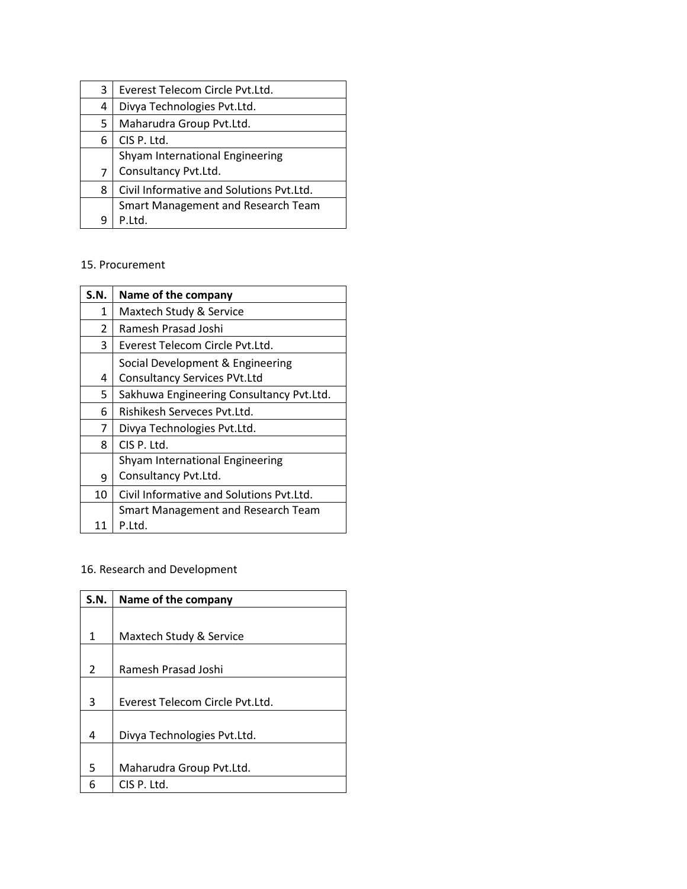| | |
|---|---|
| 3 | Everest Telecom Circle Pvt.Ltd. |
| 4 | Divya Technologies Pvt.Ltd. |
| 5 | Maharudra Group Pvt.Ltd. |
| 6 | CIS P. Ltd. |
| 7 | Shyam International Engineering Consultancy Pvt.Ltd. |
| 8 | Civil Informative and Solutions Pvt.Ltd. |
| 9 | Smart Management and Research Team P.Ltd. |

15. Procurement

| S.N. | Name of the company |
|---|---|
| 1 | Maxtech Study & Service |
| 2 | Ramesh Prasad Joshi |
| 3 | Everest Telecom Circle Pvt.Ltd. |
| 4 | Social Development & Engineering Consultancy Services PVt.Ltd |
| 5 | Sakhuwa Engineering Consultancy Pvt.Ltd. |
| 6 | Rishikesh Serveces Pvt.Ltd. |
| 7 | Divya Technologies Pvt.Ltd. |
| 8 | CIS P. Ltd. |
| 9 | Shyam International Engineering Consultancy Pvt.Ltd. |
| 10 | Civil Informative and Solutions Pvt.Ltd. |
| 11 | Smart Management and Research Team P.Ltd. |

16. Research and Development

| S.N. | Name of the company |
|---|---|
| 1 | Maxtech Study & Service |
| 2 | Ramesh Prasad Joshi |
| 3 | Everest Telecom Circle Pvt.Ltd. |
| 4 | Divya Technologies Pvt.Ltd. |
| 5 | Maharudra Group Pvt.Ltd. |
| 6 | CIS P. Ltd. |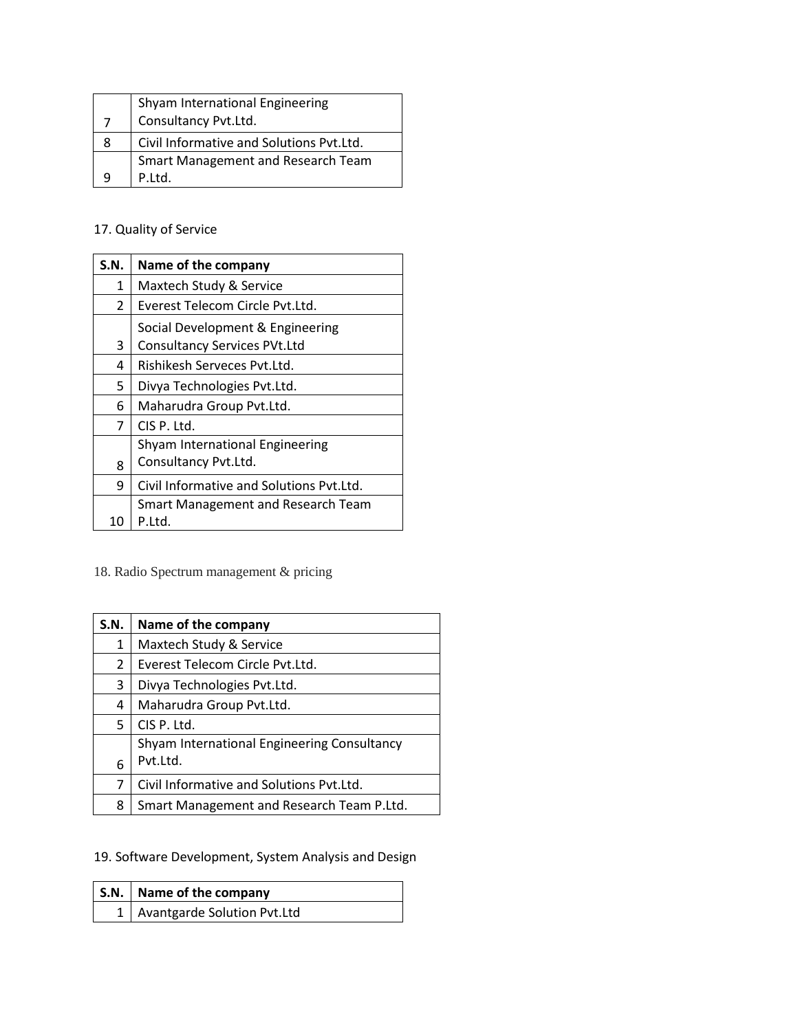| | |
|---|---|
| 7 | Shyam International Engineering Consultancy Pvt.Ltd. |
| 8 | Civil Informative and Solutions Pvt.Ltd. |
| 9 | Smart Management and Research Team P.Ltd. |

17. Quality of Service

| S.N. | Name of the company |
|---|---|
| 1 | Maxtech Study & Service |
| 2 | Everest Telecom Circle Pvt.Ltd. |
| 3 | Social Development & Engineering Consultancy Services PVt.Ltd |
| 4 | Rishikesh Serveces Pvt.Ltd. |
| 5 | Divya Technologies Pvt.Ltd. |
| 6 | Maharudra Group Pvt.Ltd. |
| 7 | CIS P. Ltd. |
| 8 | Shyam International Engineering Consultancy Pvt.Ltd. |
| 9 | Civil Informative and Solutions Pvt.Ltd. |
| 10 | Smart Management and Research Team P.Ltd. |

18. Radio Spectrum management & pricing

| S.N. | Name of the company |
|---|---|
| 1 | Maxtech Study & Service |
| 2 | Everest Telecom Circle Pvt.Ltd. |
| 3 | Divya Technologies Pvt.Ltd. |
| 4 | Maharudra Group Pvt.Ltd. |
| 5 | CIS P. Ltd. |
| 6 | Shyam International Engineering Consultancy Pvt.Ltd. |
| 7 | Civil Informative and Solutions Pvt.Ltd. |
| 8 | Smart Management and Research Team P.Ltd. |

19. Software Development, System Analysis and Design

| S.N. | Name of the company |
|---|---|
| 1 | Avantgarde Solution Pvt.Ltd |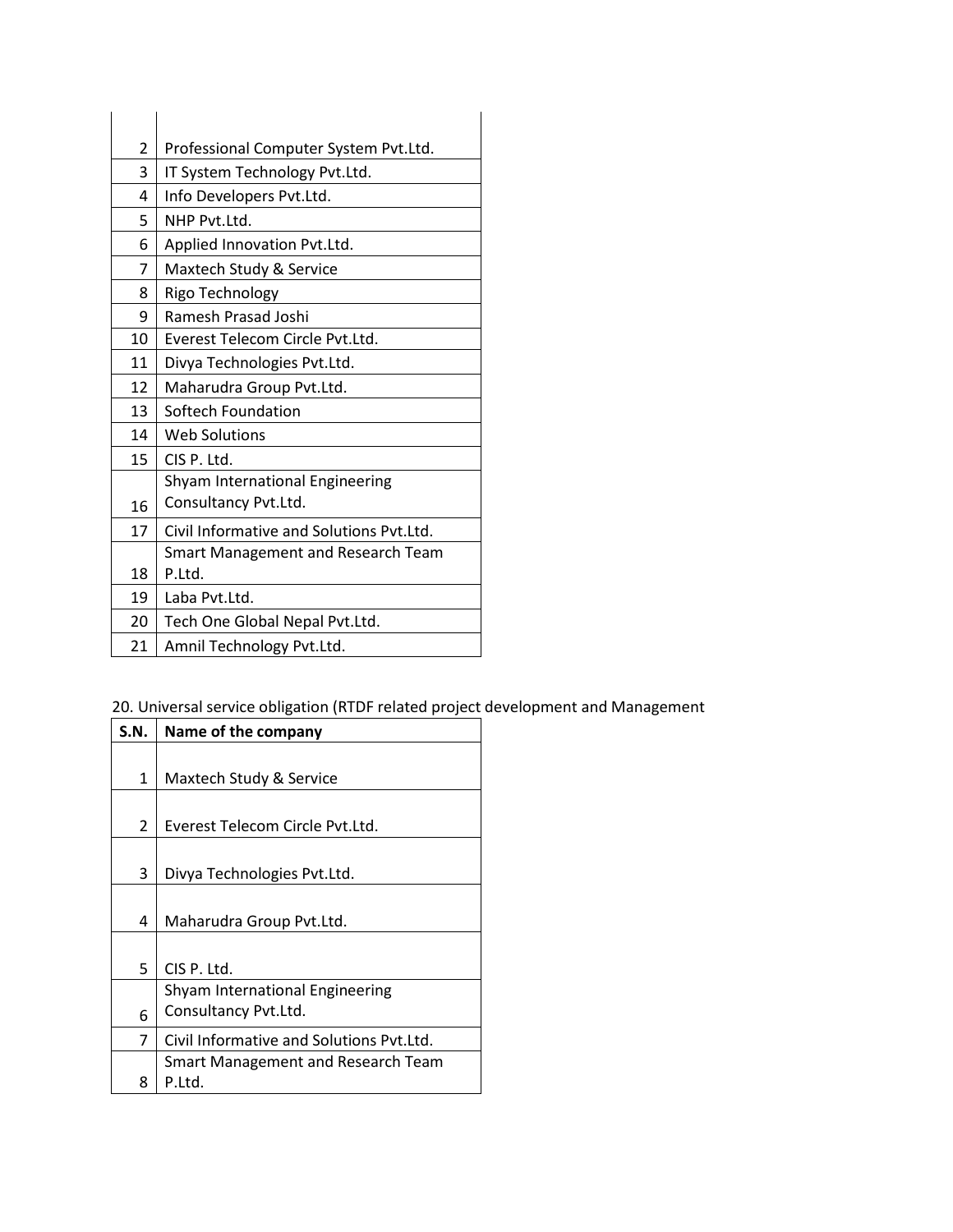| | |
|---|---|
| 2 | Professional Computer System Pvt.Ltd. |
| 3 | IT System Technology Pvt.Ltd. |
| 4 | Info Developers Pvt.Ltd. |
| 5 | NHP Pvt.Ltd. |
| 6 | Applied Innovation Pvt.Ltd. |
| 7 | Maxtech Study & Service |
| 8 | Rigo Technology |
| 9 | Ramesh Prasad Joshi |
| 10 | Everest Telecom Circle Pvt.Ltd. |
| 11 | Divya Technologies Pvt.Ltd. |
| 12 | Maharudra Group Pvt.Ltd. |
| 13 | Softech Foundation |
| 14 | Web Solutions |
| 15 | CIS P. Ltd. |
| 16 | Shyam International Engineering Consultancy Pvt.Ltd. |
| 17 | Civil Informative and Solutions Pvt.Ltd. |
| 18 | Smart Management and Research Team P.Ltd. |
| 19 | Laba Pvt.Ltd. |
| 20 | Tech One Global Nepal Pvt.Ltd. |
| 21 | Amnil Technology Pvt.Ltd. |

20. Universal service obligation (RTDF related project development and Management

| S.N. | Name of the company |
|---|---|
| 1 | Maxtech Study & Service |
| 2 | Everest Telecom Circle Pvt.Ltd. |
| 3 | Divya Technologies Pvt.Ltd. |
| 4 | Maharudra Group Pvt.Ltd. |
| 5 | CIS P. Ltd. |
| 6 | Shyam International Engineering Consultancy Pvt.Ltd. |
| 7 | Civil Informative and Solutions Pvt.Ltd. |
| 8 | Smart Management and Research Team P.Ltd. |